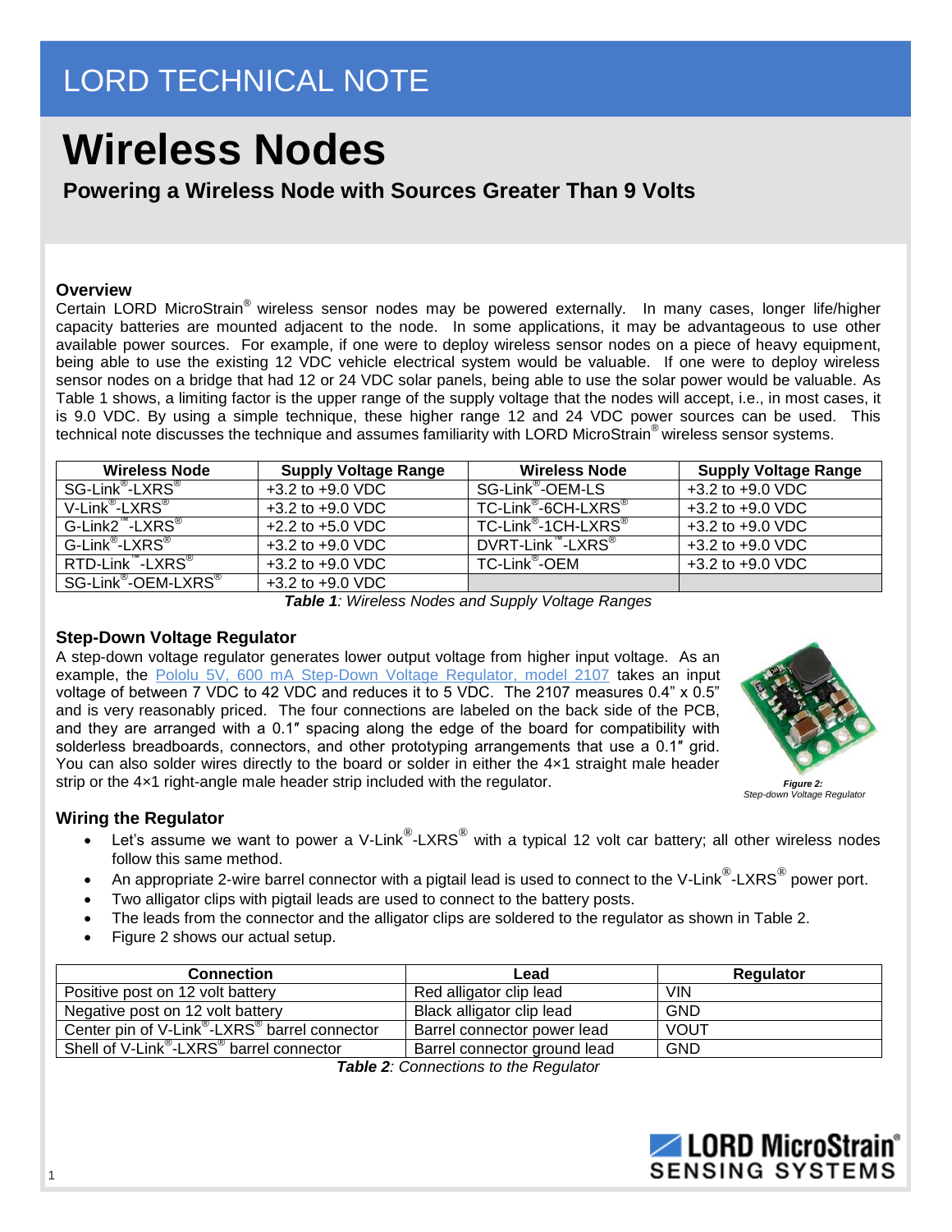LORD TECHNICAL NOTE

# Wireless Nodes

## Powering a Wireless Node with Sources Greater Than 9 Volts

### Overview

Certain LORD MicroStrain® wireless sensor nodes may be powered externally. In many cases, longer life/higher capacity batteries are mounted adjacent to the node. In some applications, it may be advantageous to use other available power sources. For example, if one were to deploy wireless sensor nodes on a piece of heavy equipment, being able to use the existing 12 VDC vehicle electrical system would be valuable. If one were to deploy wireless sensor nodes on a bridge that had 12 or 24 VDC solar panels, being able to use the solar power would be valuable. As Table 1 shows, a limiting factor is the upper range of the supply voltage that the nodes will accept, i.e., in most cases, it is 9.0 VDC. By using a simple technique, these higher range 12 and 24 VDC power sources can be used. This technical note discusses the technique and assumes familiarity with LORD MicroStrain® wireless sensor systems.

| Wireless Node | Supply Voltage Range | Wireless Node | Supply Voltage Range |
|---|---|---|---|
| SG-Link®-LXRS® | +3.2 to +9.0 VDC | SG-Link®-OEM-LS | +3.2 to +9.0 VDC |
| V-Link®-LXRS® | +3.2 to +9.0 VDC | TC-Link®-6CH-LXRS® | +3.2 to +9.0 VDC |
| G-Link2™-LXRS® | +2.2 to +5.0 VDC | TC-Link®-1CH-LXRS® | +3.2 to +9.0 VDC |
| G-Link®-LXRS® | +3.2 to +9.0 VDC | DVRT-Link™-LXRS® | +3.2 to +9.0 VDC |
| RTD-Link™-LXRS® | +3.2 to +9.0 VDC | TC-Link®-OEM | +3.2 to +9.0 VDC |
| SG-Link®-OEM-LXRS® | +3.2 to +9.0 VDC | | |

***Table 1**: Wireless Nodes and Supply Voltage Ranges*

### Step-Down Voltage Regulator

A step-down voltage regulator generates lower output voltage from higher input voltage. As an example, the Pololu 5V, 600 mA Step-Down Voltage Regulator, model 2107 takes an input voltage of between 7 VDC to 42 VDC and reduces it to 5 VDC. The 2107 measures 0.4" x 0.5" and is very reasonably priced. The four connections are labeled on the back side of the PCB, and they are arranged with a 0.1″ spacing along the edge of the board for compatibility with solderless breadboards, connectors, and other prototyping arrangements that use a 0.1″ grid. You can also solder wires directly to the board or solder in either the 4×1 straight male header strip or the 4×1 right-angle male header strip included with the regulator.

***Figure 2:***
*Step-down Voltage Regulator*

### Wiring the Regulator

- Let's assume we want to power a V-Link®-LXRS® with a typical 12 volt car battery; all other wireless nodes follow this same method.
- An appropriate 2-wire barrel connector with a pigtail lead is used to connect to the V-Link®-LXRS® power port.
- Two alligator clips with pigtail leads are used to connect to the battery posts.
- The leads from the connector and the alligator clips are soldered to the regulator as shown in Table 2.
- Figure 2 shows our actual setup.

| Connection | Lead | Regulator |
|---|---|---|
| Positive post on 12 volt battery | Red alligator clip lead | VIN |
| Negative post on 12 volt battery | Black alligator clip lead | GND |
| Center pin of V-Link®-LXRS® barrel connector | Barrel connector power lead | VOUT |
| Shell of V-Link®-LXRS® barrel connector | Barrel connector ground lead | GND |

***Table 2**: Connections to the Regulator*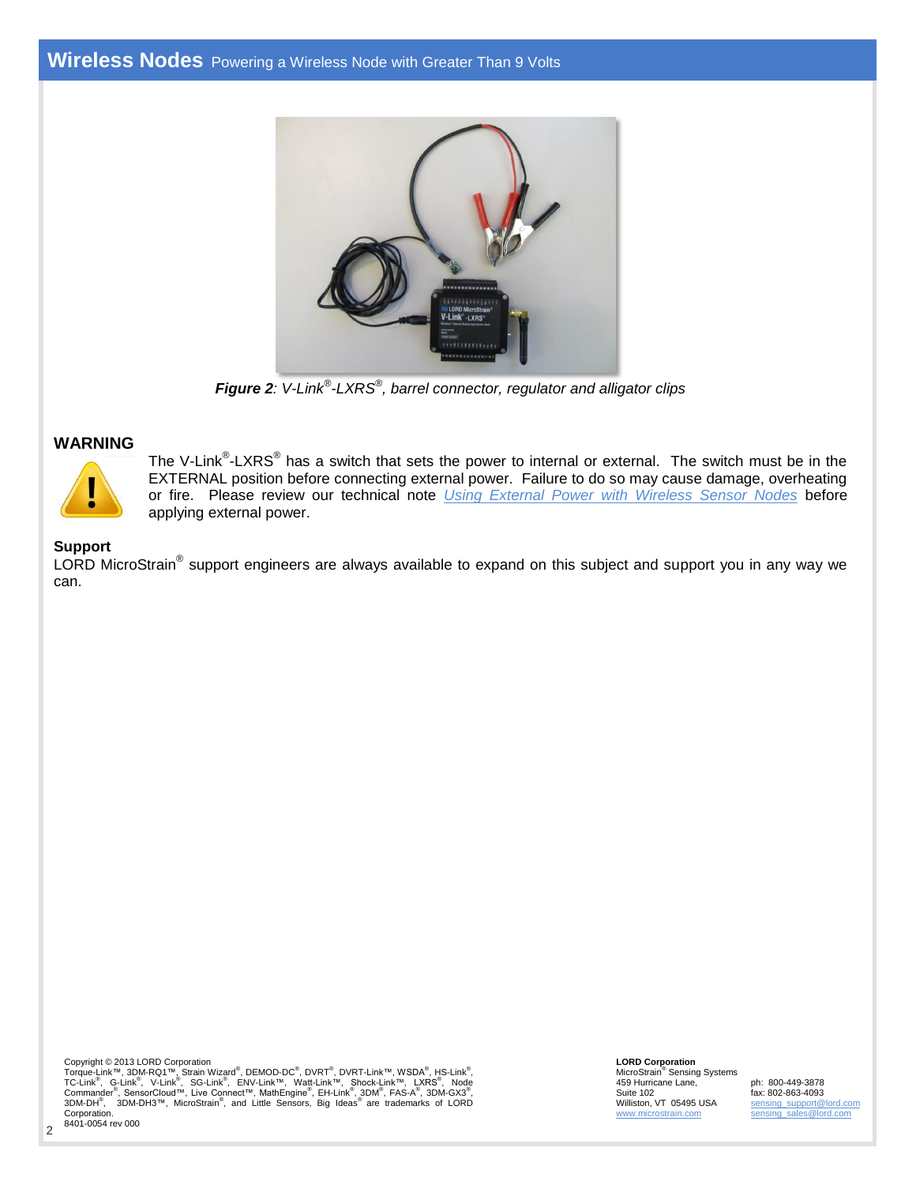*Figure 2: V-Link®-LXRS®, barrel connector, regulator and alligator clips*

**WARNING**

The V-Link®-LXRS® has a switch that sets the power to internal or external. The switch must be in the EXTERNAL position before connecting external power. Failure to do so may cause damage, overheating or fire. Please review our technical note *Using External Power with Wireless Sensor Nodes* before applying external power.

**Support**

LORD MicroStrain® support engineers are always available to expand on this subject and support you in any way we can.

Copyright © 2013 LORD Corporation
Torque-Link™, 3DM-RQ1™, Strain Wizard®, DEMOD-DC®, DVRT®, DVRT-Link™, WSDA®, HS-Link®, TC-Link®, G-Link®, V-Link®, SG-Link®, ENV-Link™, Watt-Link™, Shock-Link™, LXRS®, Node Commander®, SensorCloud™, Live Connect™, MathEngine®, EH-Link®, 3DM®, FAS-A®, 3DM-GX3®, 3DM-DH®, 3DM-DH3™, MicroStrain®, and Little Sensors, Big Ideas® are trademarks of LORD Corporation.
8401-0054 rev 000

**LORD Corporation**
MicroStrain® Sensing Systems
459 Hurricane Lane,
Suite 102
Williston, VT 05495 USA
www.microstrain.com

ph: 800-449-3878
fax: 802-863-4093
sensing_support@lord.com
sensing_sales@lord.com